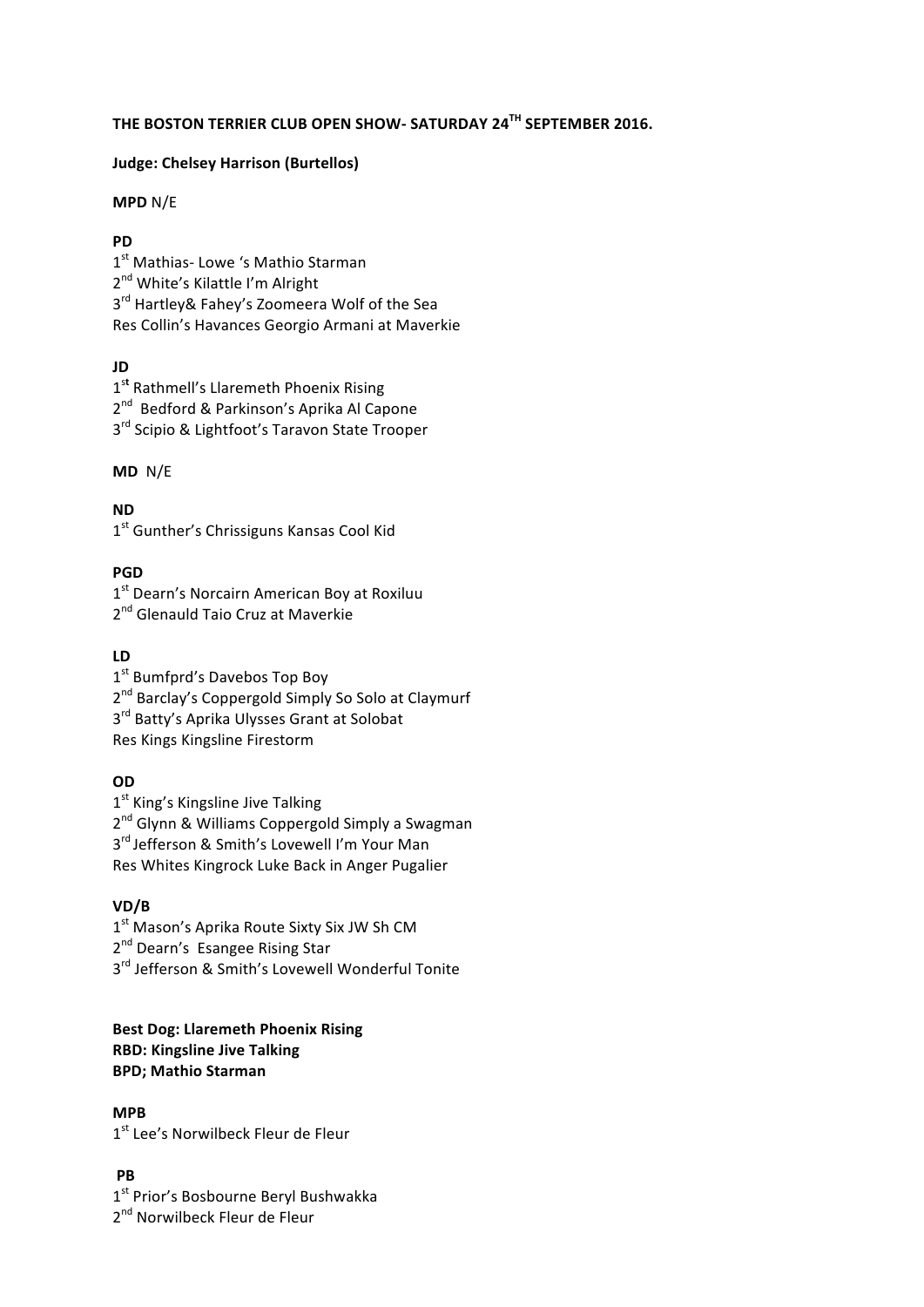**THE BOSTON TERRIER CLUB OPEN SHOW- SATURDAY 24TH SEPTEMBER 2016.**

**Judge: Chelsey Harrison (Burtellos)**

**MPD** N/E

**PD**

1st Mathias- Lowe 's Mathio Starman
2nd White's Kilattle I'm Alright
3rd Hartley& Fahey's Zoomeera Wolf of the Sea
Res Collin's Havances Georgio Armani at Maverkie

**JD**

1st Rathmell's Llaremeth Phoenix Rising
2nd Bedford & Parkinson's Aprika Al Capone
3rd Scipio & Lightfoot's Taravon State Trooper

**MD** N/E

**ND**

1st Gunther's Chrissiguns Kansas Cool Kid

**PGD**

1st Dearn's Norcairn American Boy at Roxiluu
2nd Glenauld Taio Cruz at Maverkie

**LD**

1st Bumfprd's Davebos Top Boy
2nd Barclay's Coppergold Simply So Solo at Claymurf
3rd Batty's Aprika Ulysses Grant at Solobat
Res Kings Kingsline Firestorm

**OD**

1st King's Kingsline Jive Talking
2nd Glynn & Williams Coppergold Simply a Swagman
3rd Jefferson & Smith's Lovewell I'm Your Man
Res Whites Kingrock Luke Back in Anger Pugalier

**VD/B**

1st Mason's Aprika Route Sixty Six JW Sh CM
2nd Dearn's Esangee Rising Star
3rd Jefferson & Smith's Lovewell Wonderful Tonite

**Best Dog: Llaremeth Phoenix Rising**
**RBD: Kingsline Jive Talking**
**BPD; Mathio Starman**

**MPB**

1st Lee's Norwilbeck Fleur de Fleur

**PB**

1st Prior's Bosbourne Beryl Bushwakka
2nd Norwilbeck Fleur de Fleur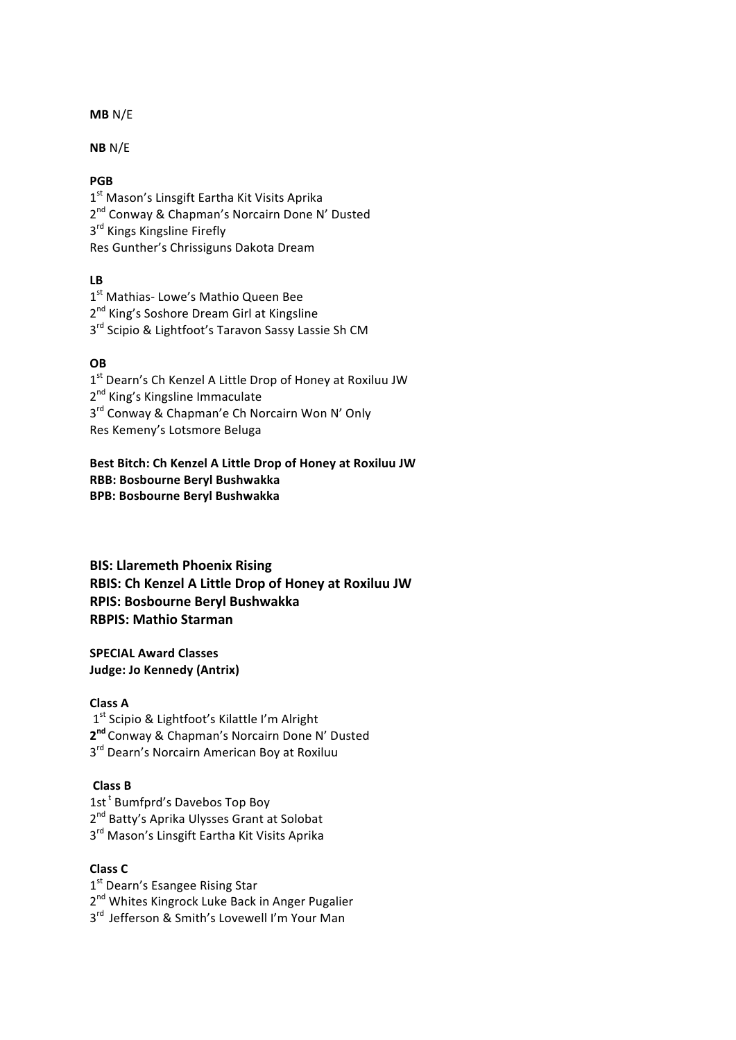**MB** N/E

**NB** N/E

**PGB**
1st Mason's Linsgift Eartha Kit Visits Aprika
2nd Conway & Chapman's Norcairn Done N' Dusted
3rd Kings Kingsline Firefly
Res Gunther's Chrissiguns Dakota Dream

**LB**
1st Mathias- Lowe's Mathio Queen Bee
2nd King's Soshore Dream Girl at Kingsline
3rd Scipio & Lightfoot's Taravon Sassy Lassie Sh CM

**OB**
1st Dearn's Ch Kenzel A Little Drop of Honey at Roxiluu JW
2nd King's Kingsline Immaculate
3rd Conway & Chapman'e Ch Norcairn Won N' Only
Res Kemeny's Lotsmore Beluga

**Best Bitch: Ch Kenzel A Little Drop of Honey at Roxiluu JW**
**RBB: Bosbourne Beryl Bushwakka**
**BPB: Bosbourne Beryl Bushwakka**

**BIS: Llaremeth Phoenix Rising**
**RBIS: Ch Kenzel A Little Drop of Honey at Roxiluu JW**
**RPIS: Bosbourne Beryl Bushwakka**
**RBPIS: Mathio Starman**

**SPECIAL Award Classes**
**Judge: Jo Kennedy (Antrix)**

**Class A**
1st Scipio & Lightfoot's Kilattle I'm Alright
**2nd** Conway & Chapman's Norcairn Done N' Dusted
3rd Dearn's Norcairn American Boy at Roxiluu

**Class B**
1st t Bumfprd's Davebos Top Boy
2nd Batty's Aprika Ulysses Grant at Solobat
3rd Mason's Linsgift Eartha Kit Visits Aprika

**Class C**
1st Dearn's Esangee Rising Star
2nd Whites Kingrock Luke Back in Anger Pugalier
3rd Jefferson & Smith's Lovewell I'm Your Man